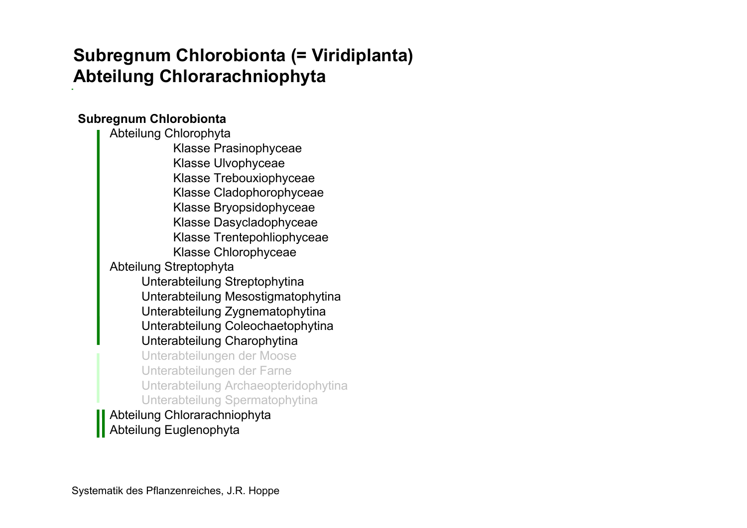# Subregnum Chlorobionta (= Viridiplanta)
# Abteilung Chlorarachniophyta

**Subregnum Chlorobionta**

- Abteilung Chlorophyta
  - Klasse Prasinophyceae
  - Klasse Ulvophyceae
  - Klasse Trebouxiophyceae
  - Klasse Cladophorophyceae
  - Klasse Bryopsidophyceae
  - Klasse Dasycladophyceae
  - Klasse Trentepohliophyceae
  - Klasse Chlorophyceae
- Abteilung Streptophyta
  - Unterabteilung Streptophytina
  - Unterabteilung Mesostigmatophytina
  - Unterabteilung Zygnematophytina
  - Unterabteilung Coleochaetophytina
  - Unterabteilung Charophytina
  - Unterabteilungen der Moose
  - Unterabteilungen der Farne
  - Unterabteilung Archaeopteridophytina
  - Unterabteilung Spermatophytina
- Abteilung Chlorarachniophyta
- Abteilung Euglenophyta

Systematik des Pflanzenreiches, J.R. Hoppe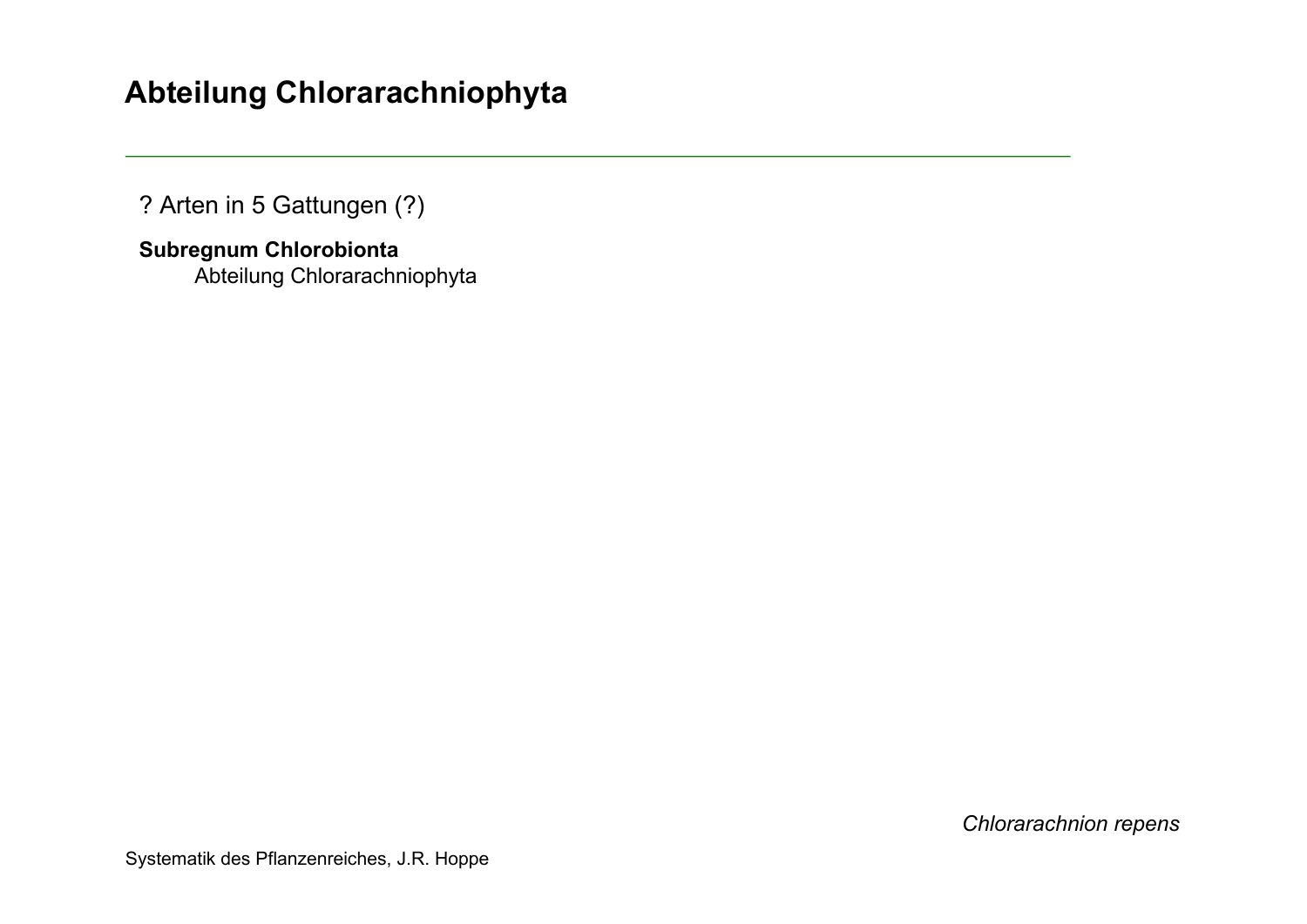# Abteilung Chlorarachniophyta

? Arten in 5 Gattungen (?)

**Subregnum Chlorobionta**
Abteilung Chlorarachniophyta

*Chlorarachnion repens*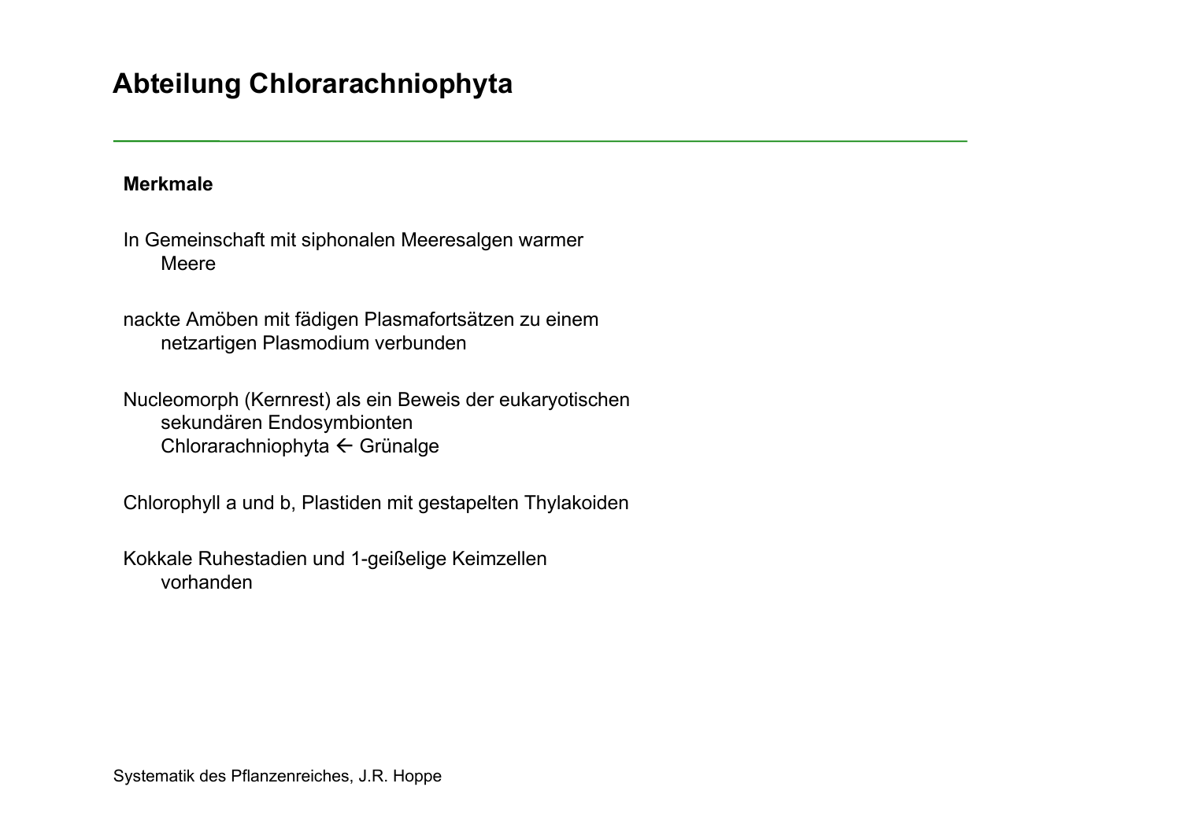# Abteilung Chlorarachniophyta

**Merkmale**

In Gemeinschaft mit siphonalen Meeresalgen warmer Meere

nackte Amöben mit fädigen Plasmafortsätzen zu einem netzartigen Plasmodium verbunden

Nucleomorph (Kernrest) als ein Beweis der eukaryotischen sekundären Endosymbionten
Chlorarachniophyta ← Grünalge

Chlorophyll a und b, Plastiden mit gestapelten Thylakoiden

Kokkale Ruhestadien und 1-geißelige Keimzellen vorhanden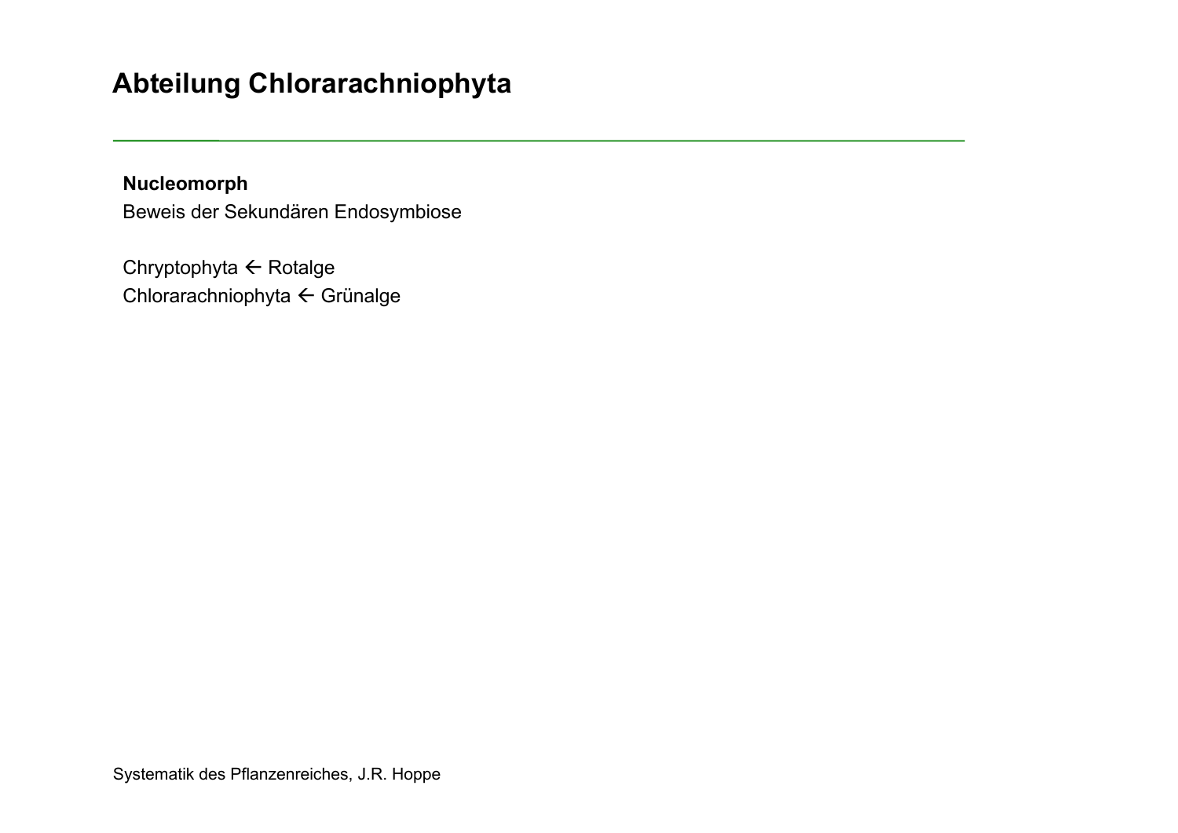# Abteilung Chlorarachniophyta

**Nucleomorph**
Beweis der Sekundären Endosymbiose

Chryptophyta ← Rotalge
Chlorarachniophyta ← Grünalge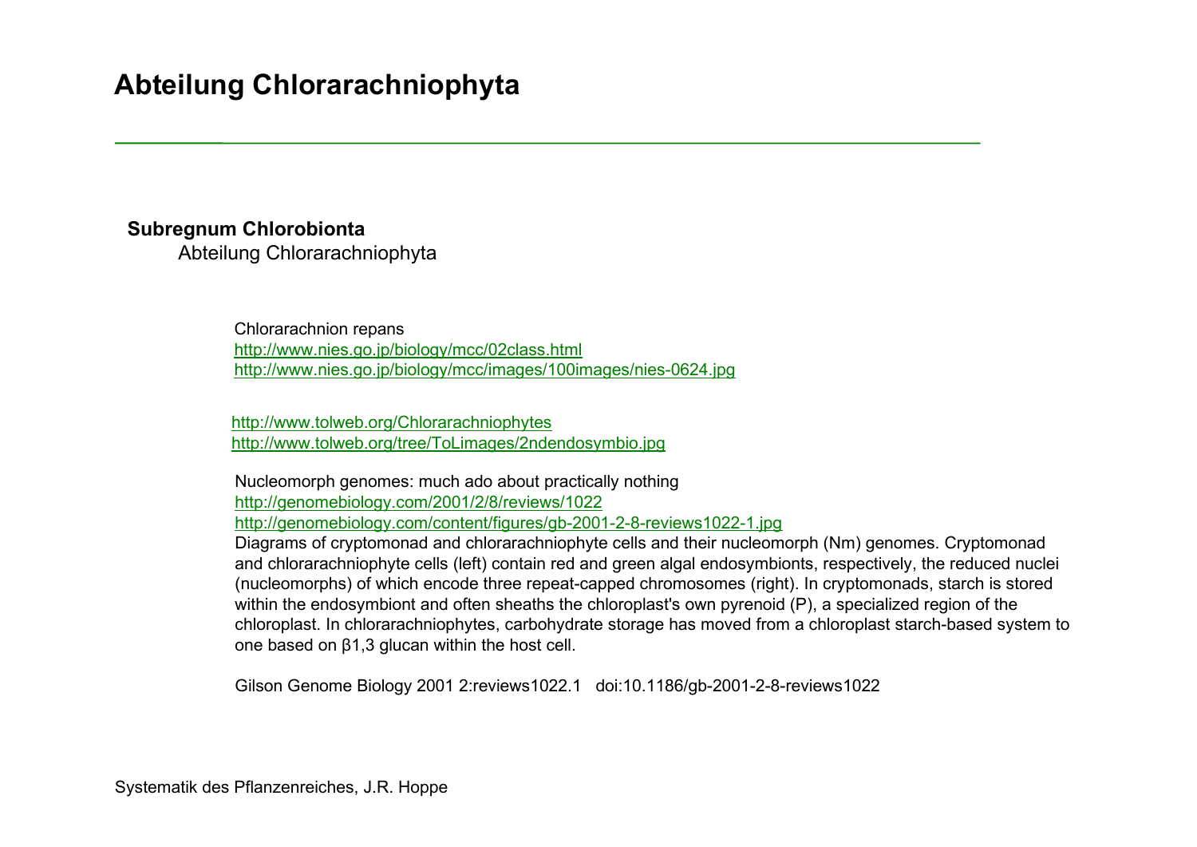# Abteilung Chlorarachniophyta

**Subregnum Chlorobionta**

Abteilung Chlorarachniophyta

Chlorarachnion repans
http://www.nies.go.jp/biology/mcc/02class.html
http://www.nies.go.jp/biology/mcc/images/100images/nies-0624.jpg

http://www.tolweb.org/Chlorarachniophytes
http://www.tolweb.org/tree/ToLimages/2ndendosymbio.jpg

Nucleomorph genomes: much ado about practically nothing
http://genomebiology.com/2001/2/8/reviews/1022
http://genomebiology.com/content/figures/gb-2001-2-8-reviews1022-1.jpg
Diagrams of cryptomonad and chlorarachniophyte cells and their nucleomorph (Nm) genomes. Cryptomonad and chlorarachniophyte cells (left) contain red and green algal endosymbionts, respectively, the reduced nuclei (nucleomorphs) of which encode three repeat-capped chromosomes (right). In cryptomonads, starch is stored within the endosymbiont and often sheaths the chloroplast's own pyrenoid (P), a specialized region of the chloroplast. In chlorarachniophytes, carbohydrate storage has moved from a chloroplast starch-based system to one based on β1,3 glucan within the host cell.

Gilson Genome Biology 2001 2:reviews1022.1 doi:10.1186/gb-2001-2-8-reviews1022